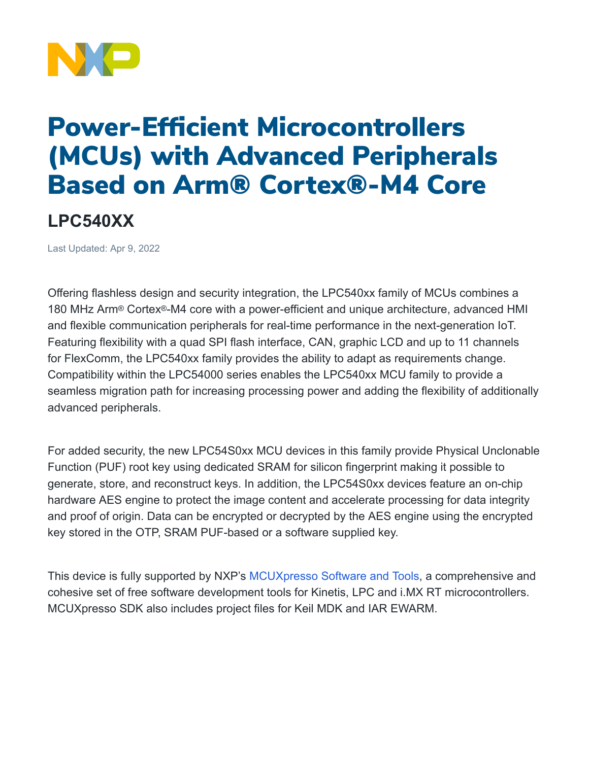# Power-Efficient Microcontrollers (MCUs) with Advanced Peripherals Based on Arm® Cortex®-M4 Core

## LPC540XX

Last Updated: Apr 9, 2022

Offering flashless design and security integration, the LPC540xx family of MCUs combines a 180 MHz Arm® Cortex®-M4 core with a power-efficient and unique architecture, advanced HMI and flexible communication peripherals for real-time performance in the next-generation IoT. Featuring flexibility with a quad SPI flash interface, CAN, graphic LCD and up to 11 channels for FlexComm, the LPC540xx family provides the ability to adapt as requirements change. Compatibility within the LPC54000 series enables the LPC540xx MCU family to provide a seamless migration path for increasing processing power and adding the flexibility of additionally advanced peripherals.

For added security, the new LPC54S0xx MCU devices in this family provide Physical Unclonable Function (PUF) root key using dedicated SRAM for silicon fingerprint making it possible to generate, store, and reconstruct keys. In addition, the LPC54S0xx devices feature an on-chip hardware AES engine to protect the image content and accelerate processing for data integrity and proof of origin. Data can be encrypted or decrypted by the AES engine using the encrypted key stored in the OTP, SRAM PUF-based or a software supplied key.

This device is fully supported by NXP's MCUXpresso Software and Tools, a comprehensive and cohesive set of free software development tools for Kinetis, LPC and i.MX RT microcontrollers. MCUXpresso SDK also includes project files for Keil MDK and IAR EWARM.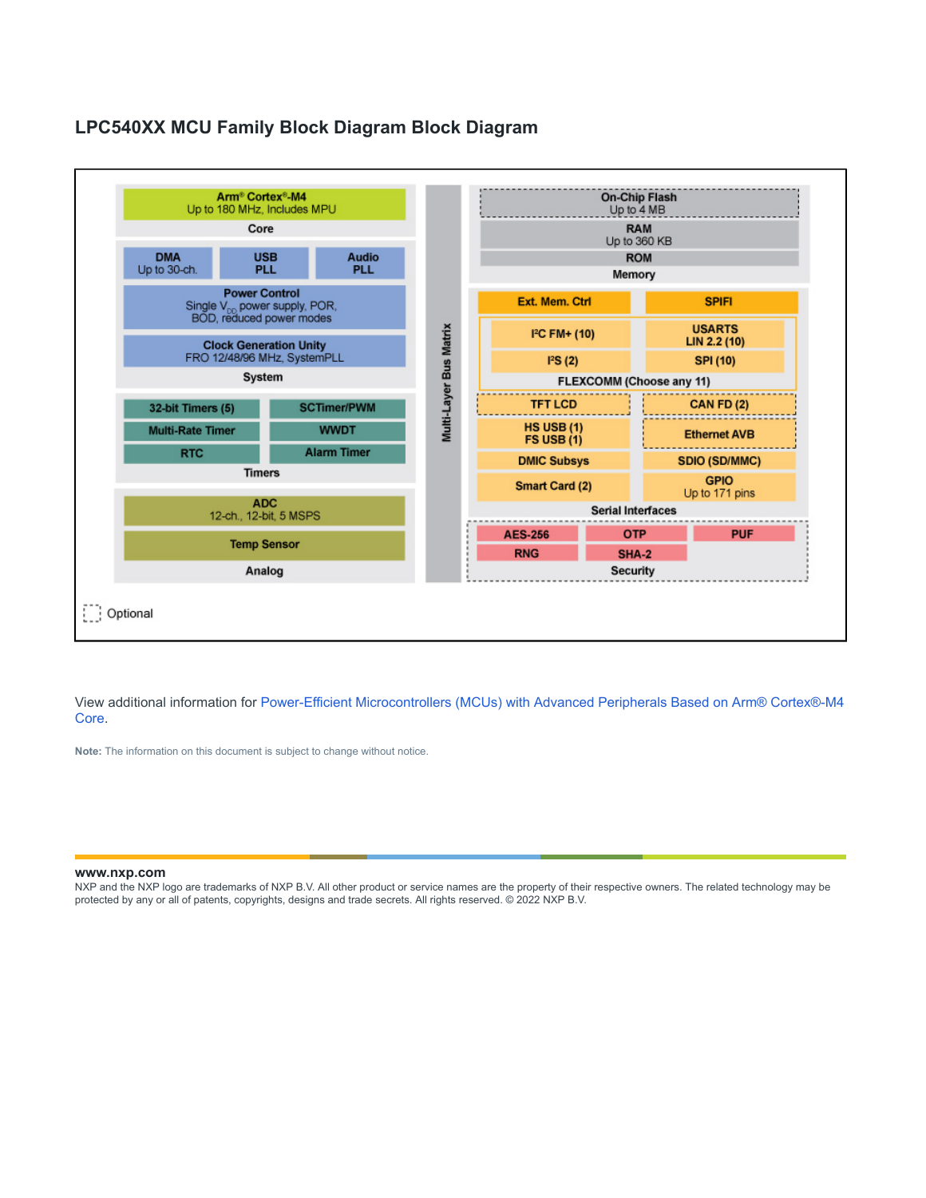## LPC540XX MCU Family Block Diagram Block Diagram

Arm® Cortex®-M4
Up to 180 MHz, Includes MPU
Core

DMA
Up to 30-ch.
USB
PLL
Audio
PLL
Power Control
Single $V_{DD}$ power supply, POR, BOD, reduced power modes
Clock Generation Unity
FRO 12/48/96 MHz, SystemPLL
System

32-bit Timers (5)
SCTimer/PWM
Multi-Rate Timer
WWDT
RTC
Alarm Timer
Timers

ADC
12-ch., 12-bit, 5 MSPS
Temp Sensor
Analog

Multi-Layer Bus Matrix

On-Chip Flash
Up to 4 MB
RAM
Up to 360 KB
ROM
Memory

Ext. Mem. Ctrl
SPIFI
I²C FM+ (10)
USARTS
LIN 2.2 (10)
I²S (2)
SPI (10)
FLEXCOMM (Choose any 11)
TFT LCD
CAN FD (2)
HS USB (1)
FS USB (1)
Ethernet AVB
DMIC Subsys
SDIO (SD/MMC)
Smart Card (2)
GPIO
Up to 171 pins
Serial Interfaces

AES-256
OTP
PUF
RNG
SHA-2
Security

Optional

View additional information for Power-Efficient Microcontrollers (MCUs) with Advanced Peripherals Based on Arm® Cortex®-M4 Core.

**Note:** The information on this document is subject to change without notice.

**www.nxp.com**
NXP and the NXP logo are trademarks of NXP B.V. All other product or service names are the property of their respective owners. The related technology may be protected by any or all of patents, copyrights, designs and trade secrets. All rights reserved. © 2022 NXP B.V.